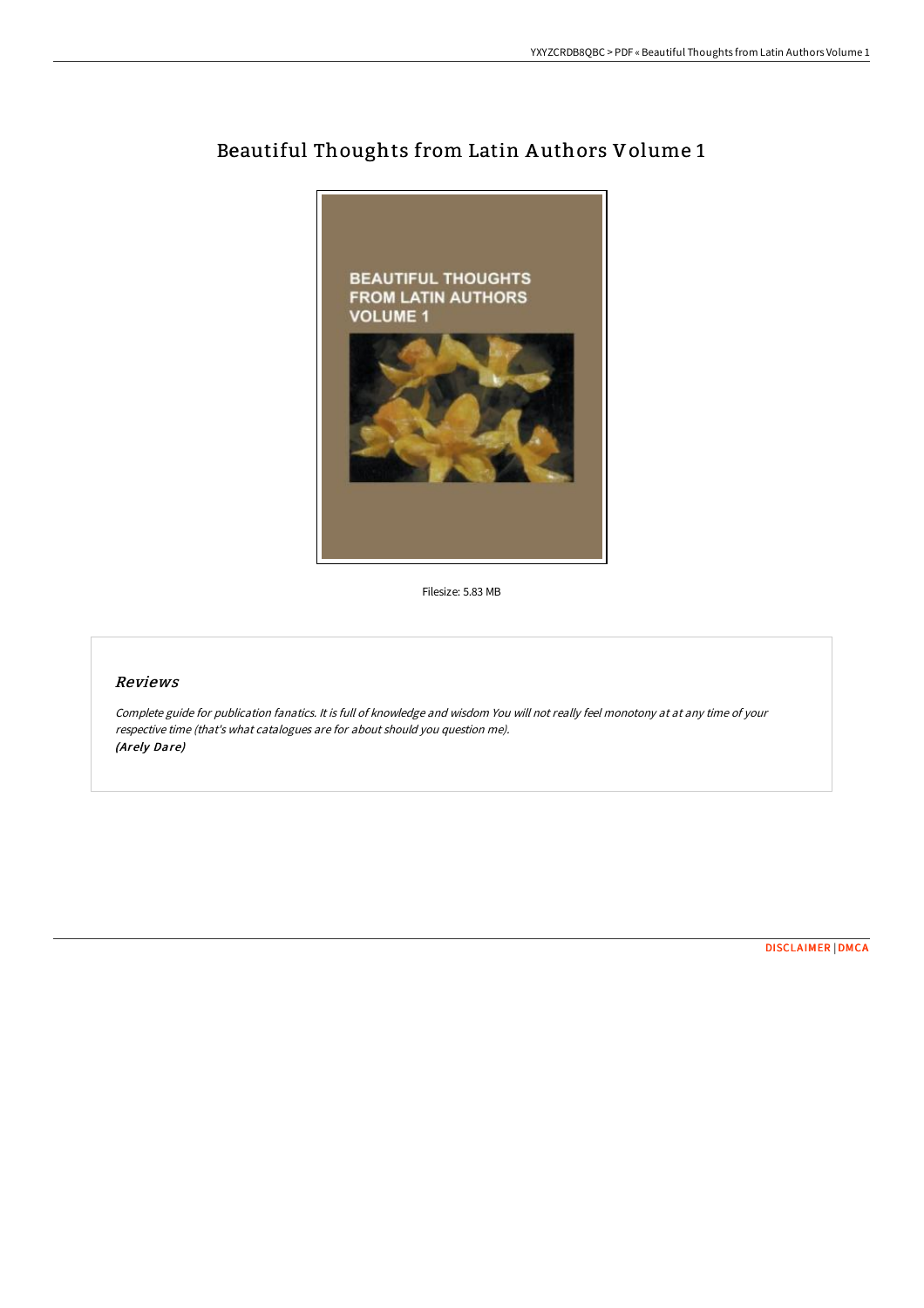# Beautiful Thoughts from Latin Authors Volume 1

Filesize: 5.83 MB

## *Reviews*

*Complete guide for publication fanatics. It is full of knowledge and wisdom You will not really feel monotony at at any time of your respective time (that's what catalogues are for about should you question me).*
*(Arely Dare)*

DISCLAIMER | DMCA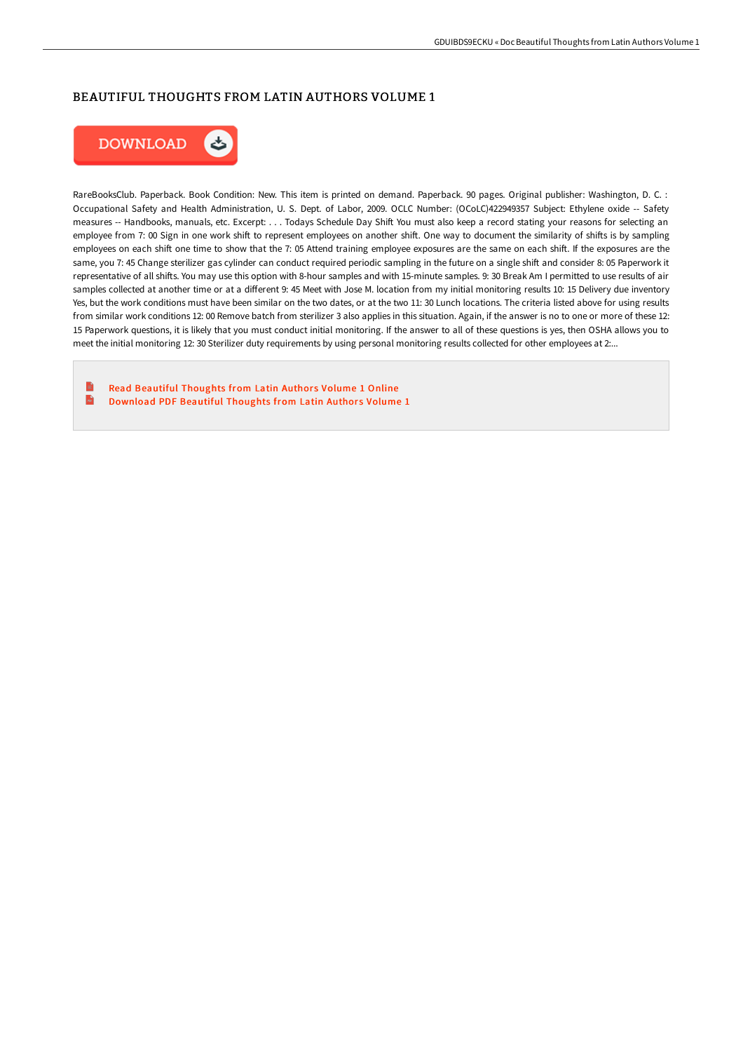# BEAUTIFUL THOUGHTS FROM LATIN AUTHORS VOLUME 1

DOWNLOAD

RareBooksClub. Paperback. Book Condition: New. This item is printed on demand. Paperback. 90 pages. Original publisher: Washington, D. C. : Occupational Safety and Health Administration, U. S. Dept. of Labor, 2009. OCLC Number: (OCoLC)422949357 Subject: Ethylene oxide -- Safety measures -- Handbooks, manuals, etc. Excerpt: . . . Todays Schedule Day Shift You must also keep a record stating your reasons for selecting an employee from 7: 00 Sign in one work shift to represent employees on another shift. One way to document the similarity of shifts is by sampling employees on each shift one time to show that the 7: 05 Attend training employee exposures are the same on each shift. If the exposures are the same, you 7: 45 Change sterilizer gas cylinder can conduct required periodic sampling in the future on a single shift and consider 8: 05 Paperwork it representative of all shifts. You may use this option with 8-hour samples and with 15-minute samples. 9: 30 Break Am I permitted to use results of air samples collected at another time or at a different 9: 45 Meet with Jose M. location from my initial monitoring results 10: 15 Delivery due inventory Yes, but the work conditions must have been similar on the two dates, or at the two 11: 30 Lunch locations. The criteria listed above for using results from similar work conditions 12: 00 Remove batch from sterilizer 3 also applies in this situation. Again, if the answer is no to one or more of these 12: 15 Paperwork questions, it is likely that you must conduct initial monitoring. If the answer to all of these questions is yes, then OSHA allows you to meet the initial monitoring 12: 30 Sterilizer duty requirements by using personal monitoring results collected for other employees at 2:...

- Read Beautiful Thoughts from Latin Authors Volume 1 Online
- Download PDF Beautiful Thoughts from Latin Authors Volume 1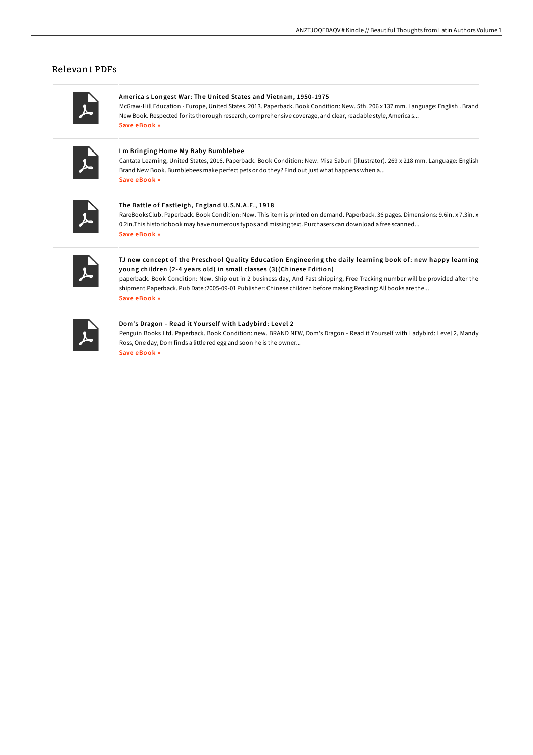## Relevant PDFs

### America s Longest War: The United States and Vietnam, 1950-1975

McGraw-Hill Education - Europe, United States, 2013. Paperback. Book Condition: New. 5th. 206 x 137 mm. Language: English . Brand New Book. Respected for its thorough research, comprehensive coverage, and clear, readable style, America s...

Save eBook »

### I m Bringing Home My Baby Bumblebee

Cantata Learning, United States, 2016. Paperback. Book Condition: New. Misa Saburi (illustrator). 269 x 218 mm. Language: English Brand New Book. Bumblebees make perfect pets or do they? Find out just what happens when a...

Save eBook »

### The Battle of Eastleigh, England U.S.N.A.F., 1918

RareBooksClub. Paperback. Book Condition: New. This item is printed on demand. Paperback. 36 pages. Dimensions: 9.6in. x 7.3in. x 0.2in.This historic book may have numerous typos and missing text. Purchasers can download a free scanned...

Save eBook »

### TJ new concept of the Preschool Quality Education Engineering the daily learning book of: new happy learning young children (2-4 years old) in small classes (3)(Chinese Edition)

paperback. Book Condition: New. Ship out in 2 business day, And Fast shipping, Free Tracking number will be provided after the shipment.Paperback. Pub Date :2005-09-01 Publisher: Chinese children before making Reading: All books are the...

Save eBook »

### Dom's Dragon - Read it Yourself with Ladybird: Level 2

Penguin Books Ltd. Paperback. Book Condition: new. BRAND NEW, Dom's Dragon - Read it Yourself with Ladybird: Level 2, Mandy Ross, One day, Dom finds a little red egg and soon he is the owner...

Save eBook »